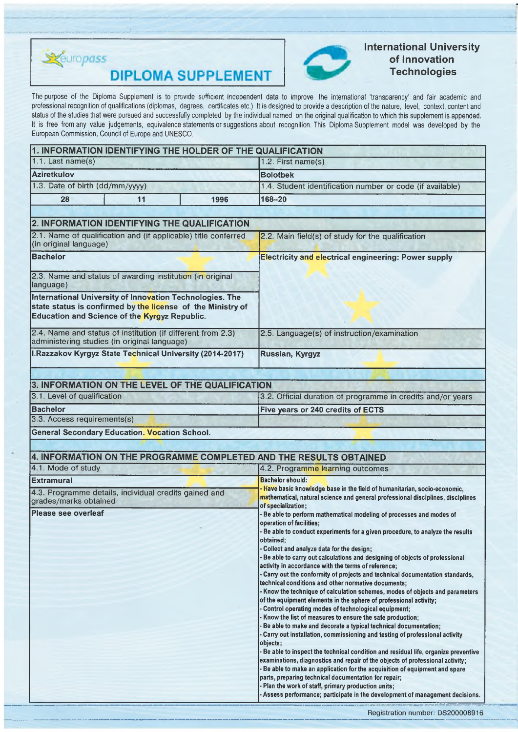europass

# DIPLOMA SUPPLEMENT

**International University of Innovation Technologies**

The purpose of the Diploma Supplement is to provide sufficient independent data to improve the international 'transparency' and fair academic and professional recognition of qualifications (diplomas, degrees, certificates etc.). It is designed to provide a description of the nature, level, context, content and status of the studies that were pursued and successfully completed by the individual named on the original qualification to which this supplement is appended. It is free from any value judgements, equivalence statements or suggestions about recognition. This Diploma Supplement model was developed by the European Commission, Council of Europe and UNESCO.

## 1. INFORMATION IDENTIFYING THE HOLDER OF THE QUALIFICATION

| 1.1. Last name(s) | | | 1.2. First name(s) |
|---|---|---|---|
| **Aziretkulov** | | | **Bolotbek** |
| 1.3. Date of birth (dd/mm/yyyy) | | | 1.4. Student identification number or code (if available) |
| **28** | **11** | **1996** | **168-20** |

## 2. INFORMATION IDENTIFYING THE QUALIFICATION

| | |
|---|---|
| 2.1. Name of qualification and (if applicable) title conferred (in original language) | 2.2. Main field(s) of study for the qualification |
| **Bachelor** | **Electricity and electrical engineering: Power supply** |
| 2.3. Name and status of awarding institution (in original language) | |
| **International University of Innovation Technologies. The state status is confirmed by the license of the Ministry of Education and Science of the Kyrgyz Republic.** | |
| 2.4. Name and status of institution (if different from 2.3) administering studies (in original language) | 2.5. Language(s) of instruction/examination |
| **I.Razzakov Kyrgyz State Technical University (2014-2017)** | **Russian, Kyrgyz** |

## 3. INFORMATION ON THE LEVEL OF THE QUALIFICATION

| | |
|---|---|
| 3.1. Level of qualification | 3.2. Official duration of programme in credits and/or years |
| **Bachelor** | **Five years or 240 credits of ECTS** |
| 3.3. Access requirements(s) | |
| **General Secondary Education. Vocation School.** | |

## 4. INFORMATION ON THE PROGRAMME COMPLETED AND THE RESULTS OBTAINED

| | |
|---|---|
| 4.1. Mode of study | 4.2. Programme learning outcomes |
| **Extramural** | **Bachelor should:** |
| 4.3. Programme details, individual credits gained and grades/marks obtained | |
| **Please see overleaf** | |

**Bachelor should:**

- Have basic knowledge base in the field of humanitarian, socio-economic, mathematical, natural science and general professional disciplines, disciplines of specialization;
- Be able to perform mathematical modeling of processes and modes of operation of facilities;
- Be able to conduct experiments for a given procedure, to analyze the results obtained;
- Collect and analyze data for the design;
- Be able to carry out calculations and designing of objects of professional activity in accordance with the terms of reference;
- Carry out the conformity of projects and technical documentation standards, technical conditions and other normative documents;
- Know the technique of calculation schemes, modes of objects and parameters of the equipment elements in the sphere of professional activity;
- Control operating modes of technological equipment;
- Know the list of measures to ensure the safe production;
- Be able to make and decorate a typical technical documentation;
- Carry out installation, commissioning and testing of professional activity objects;
- Be able to inspect the technical condition and residual life, organize preventive examinations, diagnostics and repair of the objects of professional activity;
- Be able to make an application for the acquisition of equipment and spare parts, preparing technical documentation for repair;
- Plan the work of staff, primary production units;
- Assess performance; participate in the development of management decisions.

Registration number: DS200008916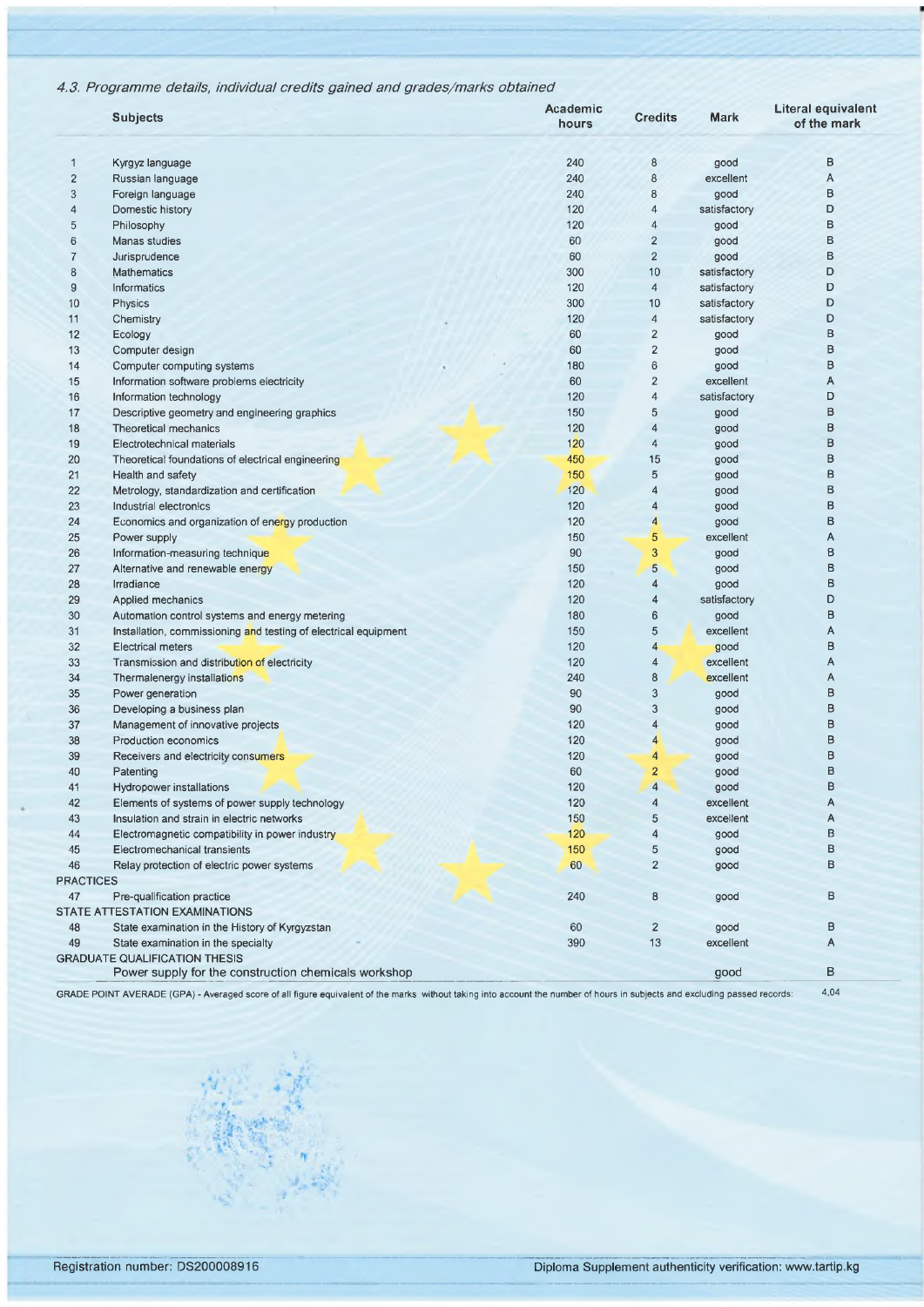*4.3. Programme details, individual credits gained and grades/marks obtained*

| | Subjects | Academic hours | Credits | Mark | Literal equivalent of the mark |
|---|---|---|---|---|---|
| 1 | Kyrgyz language | 240 | 8 | good | B |
| 2 | Russian language | 240 | 8 | excellent | A |
| 3 | Foreign language | 240 | 8 | good | B |
| 4 | Domestic history | 120 | 4 | satisfactory | D |
| 5 | Philosophy | 120 | 4 | good | B |
| 6 | Manas studies | 60 | 2 | good | B |
| 7 | Jurisprudence | 60 | 2 | good | B |
| 8 | Mathematics | 300 | 10 | satisfactory | D |
| 9 | Informatics | 120 | 4 | satisfactory | D |
| 10 | Physics | 300 | 10 | satisfactory | D |
| 11 | Chemistry | 120 | 4 | satisfactory | D |
| 12 | Ecology | 60 | 2 | good | B |
| 13 | Computer design | 60 | 2 | good | B |
| 14 | Computer computing systems | 180 | 6 | good | B |
| 15 | Information software problems electricity | 60 | 2 | excellent | A |
| 16 | Information technology | 120 | 4 | satisfactory | D |
| 17 | Descriptive geometry and engineering graphics | 150 | 5 | good | B |
| 18 | Theoretical mechanics | 120 | 4 | good | B |
| 19 | Electrotechnical materials | 120 | 4 | good | B |
| 20 | Theoretical foundations of electrical engineering | 450 | 15 | good | B |
| 21 | Health and safety | 150 | 5 | good | B |
| 22 | Metrology, standardization and certification | 120 | 4 | good | B |
| 23 | Industrial electronics | 120 | 4 | good | B |
| 24 | Economics and organization of energy production | 120 | 4 | good | B |
| 25 | Power supply | 150 | 5 | excellent | A |
| 26 | Information-measuring technique | 90 | 3 | good | B |
| 27 | Alternative and renewable energy | 150 | 5 | good | B |
| 28 | Irradiance | 120 | 4 | good | B |
| 29 | Applied mechanics | 120 | 4 | satisfactory | D |
| 30 | Automation control systems and energy metering | 180 | 6 | good | B |
| 31 | Installation, commissioning and testing of electrical equipment | 150 | 5 | excellent | A |
| 32 | Electrical meters | 120 | 4 | good | B |
| 33 | Transmission and distribution of electricity | 120 | 4 | excellent | A |
| 34 | Thermalenergy installations | 240 | 8 | excellent | A |
| 35 | Power generation | 90 | 3 | good | B |
| 36 | Developing a business plan | 90 | 3 | good | B |
| 37 | Management of innovative projects | 120 | 4 | good | B |
| 38 | Production economics | 120 | 4 | good | B |
| 39 | Receivers and electricity consumers | 120 | 4 | good | B |
| 40 | Patenting | 60 | 2 | good | B |
| 41 | Hydropower installations | 120 | 4 | good | B |
| 42 | Elements of systems of power supply technology | 120 | 4 | excellent | A |
| 43 | Insulation and strain in electric networks | 150 | 5 | excellent | A |
| 44 | Electromagnetic compatibility in power industry | 120 | 4 | good | B |
| 45 | Electromechanical transients | 150 | 5 | good | B |
| 46 | Relay protection of electric power systems | 60 | 2 | good | B |
| PRACTICES | | | | | |
| 47 | Pre-qualification practice | 240 | 8 | good | B |
| STATE ATTESTATION EXAMINATIONS | | | | | |
| 48 | State examination in the History of Kyrgyzstan | 60 | 2 | good | B |
| 49 | State examination in the specialty | 390 | 13 | excellent | A |
| GRADUATE QUALIFICATION THESIS | | | | | |
| | Power supply for the construction chemicals workshop | | | good | B |

GRADE POINT AVERADE (GPA) - Averaged score of all figure equivalent of the marks without taking into account the number of hours in subjects and excluding passed records: 4,04

Registration number: DS200008916

Diploma Supplement authenticity verification: www.tartip.kg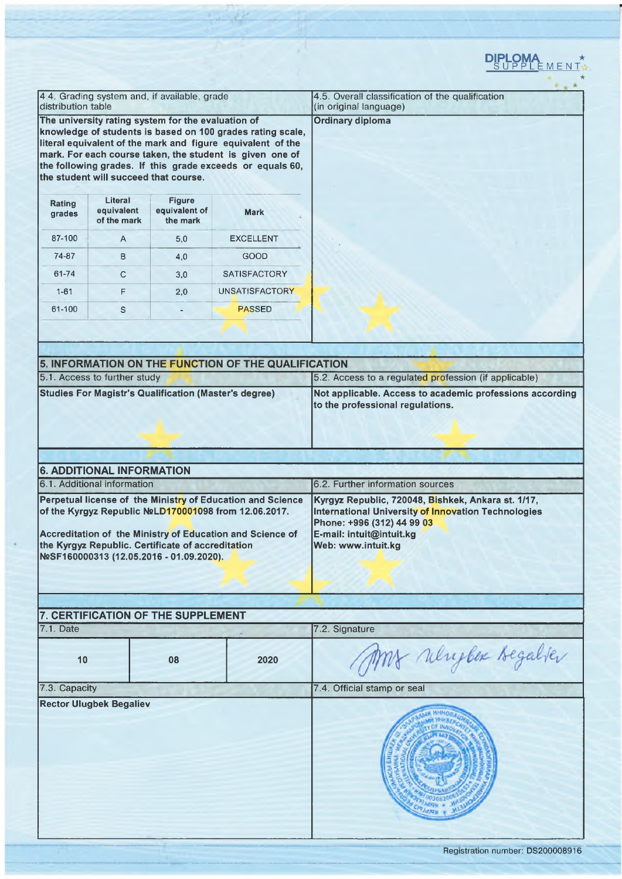DIPLOMA SUPPLEMENT

| 4.4. Grading system and, if available, grade distribution table | 4.5. Overall classification of the qualification (in original language) |
|---|---|
| **The university rating system for the evaluation of knowledge of students is based on 100 grades rating scale, literal equivalent of the mark and figure equivalent of the mark. For each course taken, the student is given one of the following grades. If this grade exceeds or equals 60, the student will succeed that course.** | **Ordinary diploma** |

| Rating grades | Literal equivalent of the mark | Figure equivalent of the mark | Mark |
|---|---|---|---|
| 87-100 | A | 5,0 | EXCELLENT |
| 74-87 | B | 4,0 | GOOD |
| 61-74 | C | 3,0 | SATISFACTORY |
| 1-61 | F | 2,0 | UNSATISFACTORY |
| 61-100 | S | - | PASSED |

## 5. INFORMATION ON THE FUNCTION OF THE QUALIFICATION

| 5.1. Access to further study | 5.2. Access to a regulated profession (if applicable) |
|---|---|
| **Studies For Magistr's Qualification (Master's degree)** | **Not applicable. Access to academic professions according to the professional regulations.** |

## 6. ADDITIONAL INFORMATION

| 6.1. Additional information | 6.2. Further information sources |
|---|---|
| **Perpetual license of the Ministry of Education and Science of the Kyrgyz Republic №LD170001098 from 12.06.2017.**<br><br>**Accreditation of the Ministry of Education and Science of the Kyrgyz Republic. Certificate of accreditation №SF160000313 (12.05.2016 - 01.09.2020).** | **Kyrgyz Republic, 720048, Bishkek, Ankara st. 1/17, International University of Innovation Technologies**<br>**Phone: +996 (312) 44 99 03**<br>**E-mail: intuit@intuit.kg**<br>**Web: www.intuit.kg** |

## 7. CERTIFICATION OF THE SUPPLEMENT

| 7.1. Date | | | 7.2. Signature |
|---|---|---|---|
| 10 | 08 | 2020 | Ulugbek Begaliev |

| 7.3. Capacity | 7.4. Official stamp or seal |
|---|---|
| **Rector Ulugbek Begaliev** | |

Registration number: DS200008916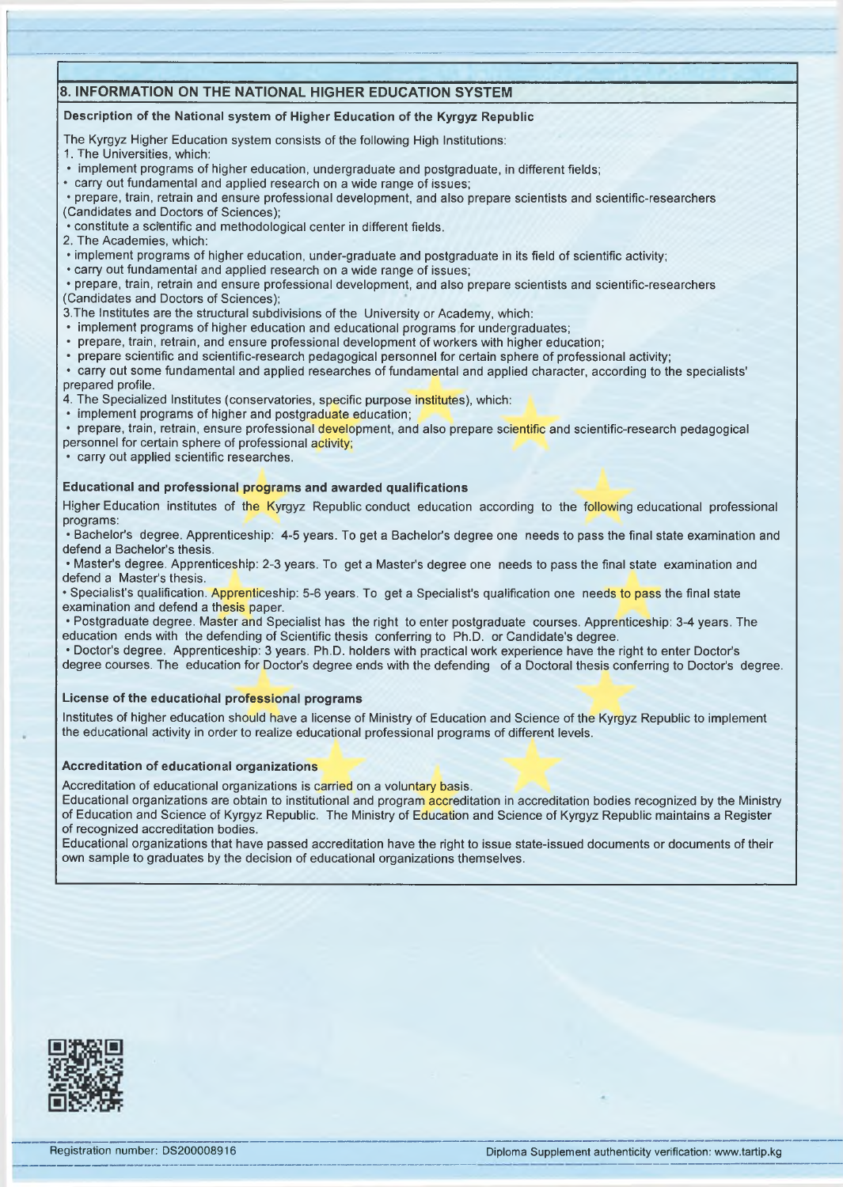## 8. INFORMATION ON THE NATIONAL HIGHER EDUCATION SYSTEM

### Description of the National system of Higher Education of the Kyrgyz Republic

The Kyrgyz Higher Education system consists of the following High Institutions:

1. The Universities, which:
   - implement programs of higher education, undergraduate and postgraduate, in different fields;
   - carry out fundamental and applied research on a wide range of issues;
   - prepare, train, retrain and ensure professional development, and also prepare scientists and scientific-researchers (Candidates and Doctors of Sciences);
   - constitute a scientific and methodological center in different fields.
2. The Academies, which:
   - implement programs of higher education, under-graduate and postgraduate in its field of scientific activity;
   - carry out fundamental and applied research on a wide range of issues;
   - prepare, train, retrain and ensure professional development, and also prepare scientists and scientific-researchers (Candidates and Doctors of Sciences);
3. The Institutes are the structural subdivisions of the University or Academy, which:
   - implement programs of higher education and educational programs for undergraduates;
   - prepare, train, retrain, and ensure professional development of workers with higher education;
   - prepare scientific and scientific-research pedagogical personnel for certain sphere of professional activity;
   - carry out some fundamental and applied researches of fundamental and applied character, according to the specialists' prepared profile.
4. The Specialized Institutes (conservatories, specific purpose institutes), which:
   - implement programs of higher and postgraduate education;
   - prepare, train, retrain, ensure professional development, and also prepare scientific and scientific-research pedagogical personnel for certain sphere of professional activity;
   - carry out applied scientific researches.

### Educational and professional programs and awarded qualifications

Higher Education institutes of the Kyrgyz Republic conduct education according to the following educational professional programs:

- Bachelor's degree. Apprenticeship: 4-5 years. To get a Bachelor's degree one needs to pass the final state examination and defend a Bachelor's thesis.
- Master's degree. Apprenticeship: 2-3 years. To get a Master's degree one needs to pass the final state examination and defend a Master's thesis.
- Specialist's qualification. Apprenticeship: 5-6 years. To get a Specialist's qualification one needs to pass the final state examination and defend a thesis paper.
- Postgraduate degree. Master and Specialist has the right to enter postgraduate courses. Apprenticeship: 3-4 years. The education ends with the defending of Scientific thesis conferring to Ph.D. or Candidate's degree.
- Doctor's degree. Apprenticeship: 3 years. Ph.D. holders with practical work experience have the right to enter Doctor's degree courses. The education for Doctor's degree ends with the defending of a Doctoral thesis conferring to Doctor's degree.

### License of the educational professional programs

Institutes of higher education should have a license of Ministry of Education and Science of the Kyrgyz Republic to implement the educational activity in order to realize educational professional programs of different levels.

### Accreditation of educational organizations

Accreditation of educational organizations is carried on a voluntary basis.

Educational organizations are obtain to institutional and program accreditation in accreditation bodies recognized by the Ministry of Education and Science of Kyrgyz Republic. The Ministry of Education and Science of Kyrgyz Republic maintains a Register of recognized accreditation bodies.

Educational organizations that have passed accreditation have the right to issue state-issued documents or documents of their own sample to graduates by the decision of educational organizations themselves.

Registration number: DS200008916

Diploma Supplement authenticity verification: www.tartip.kg